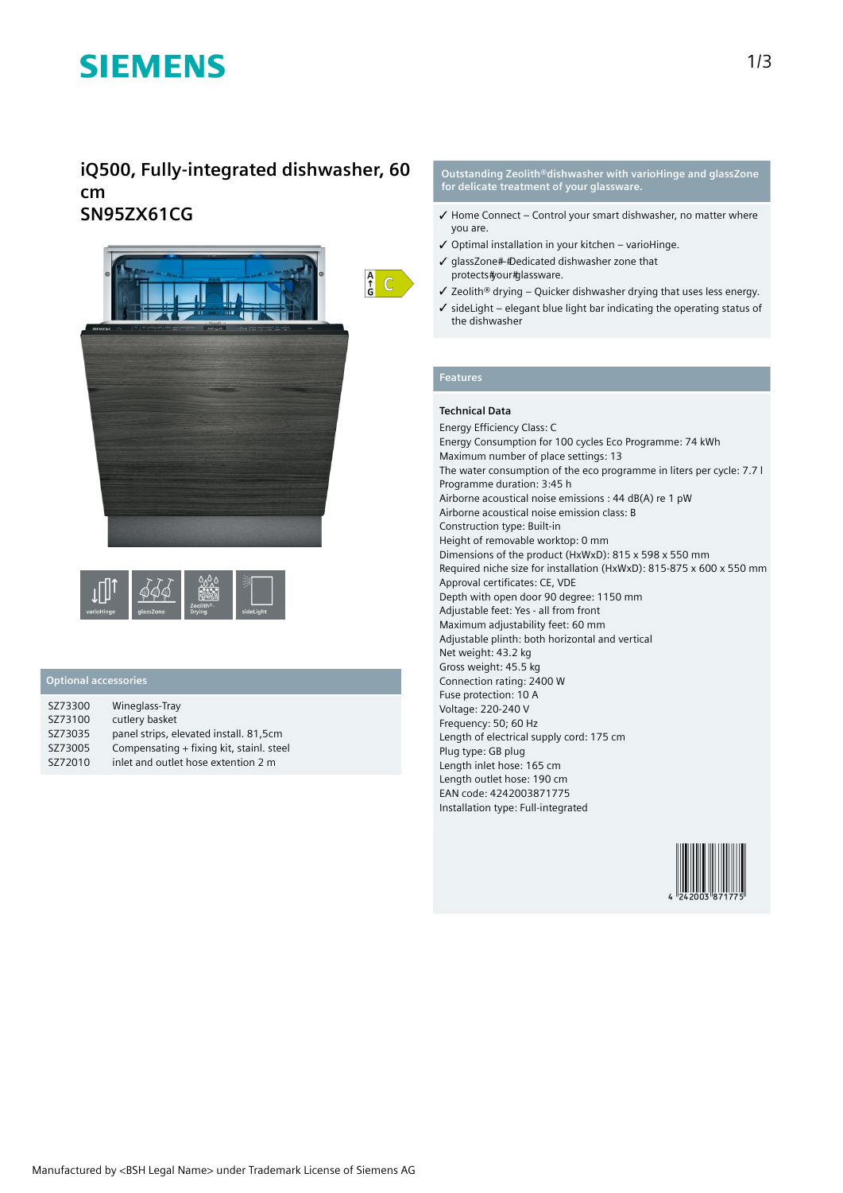# SIEMENS

## iQ500, Fully-integrated dishwasher, 60 cm
## SN95ZX61CG

varioHinge | glassZone | Zeolith® Drying | sideLight

### Optional accessories

| | |
|---|---|
| SZ73300 | Wineglass-Tray |
| SZ73100 | cutlery basket |
| SZ73035 | panel strips, elevated install. 81,5cm |
| SZ73005 | Compensating + fixing kit, stainl. steel |
| SZ72010 | inlet and outlet hose extention 2 m |

### Outstanding Zeolith®dishwasher with varioHinge and glassZone for delicate treatment of your glassware.

- ✓ Home Connect – Control your smart dishwasher, no matter where you are.
- ✓ Optimal installation in your kitchen – varioHinge.
- ✓ glassZone#-#Dedicated dishwasher zone that protects#your#glassware.
- ✓ Zeolith® drying – Quicker dishwasher drying that uses less energy.
- ✓ sideLight – elegant blue light bar indicating the operating status of the dishwasher

### Features

**Technical Data**

Energy Efficiency Class: C
Energy Consumption for 100 cycles Eco Programme: 74 kWh
Maximum number of place settings: 13
The water consumption of the eco programme in liters per cycle: 7.7 l
Programme duration: 3:45 h
Airborne acoustical noise emissions : 44 dB(A) re 1 pW
Airborne acoustical noise emission class: B
Construction type: Built-in
Height of removable worktop: 0 mm
Dimensions of the product (HxWxD): 815 x 598 x 550 mm
Required niche size for installation (HxWxD): 815-875 x 600 x 550 mm
Approval certificates: CE, VDE
Depth with open door 90 degree: 1150 mm
Adjustable feet: Yes - all from front
Maximum adjustability feet: 60 mm
Adjustable plinth: both horizontal and vertical
Net weight: 43.2 kg
Gross weight: 45.5 kg
Connection rating: 2400 W
Fuse protection: 10 A
Voltage: 220-240 V
Frequency: 50; 60 Hz
Length of electrical supply cord: 175 cm
Plug type: GB plug
Length inlet hose: 165 cm
Length outlet hose: 190 cm
EAN code: 4242003871775
Installation type: Full-integrated

4 242003 871775

Manufactured by <BSH Legal Name> under Trademark License of Siemens AG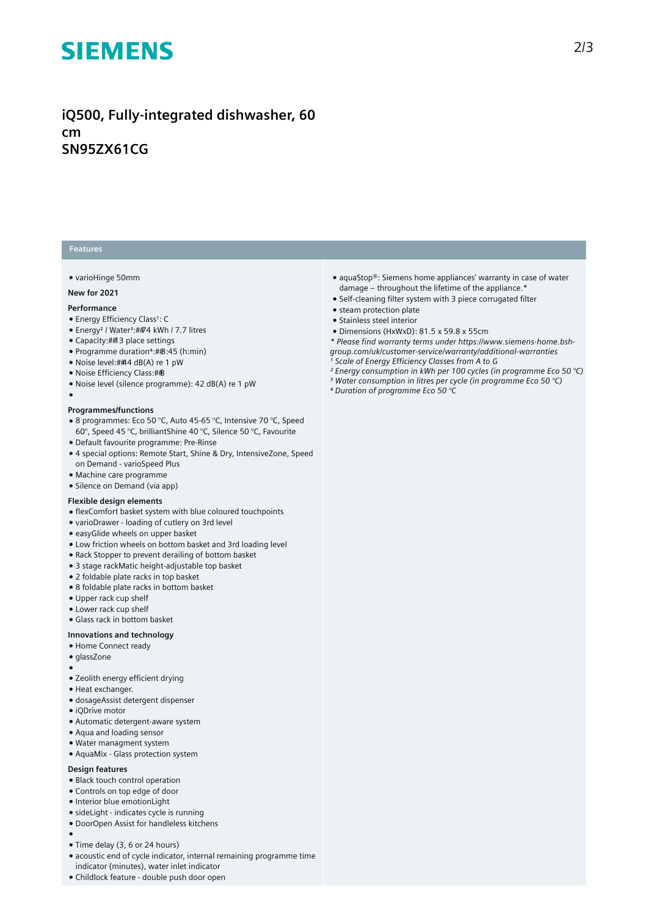# iQ500, Fully-integrated dishwasher, 60 cm
# SN95ZX61CG

## Features

- varioHinge 50mm

**New for 2021**

**Performance**
- Energy Efficiency Class[1]: C
- Energy[2] / Water[3]:##74 kWh / 7.7 litres
- Capacity:##13 place settings
- Programme duration[4]:##3:45 (h:min)
- Noise level:##44 dB(A) re 1 pW
- Noise Efficiency Class:##B
- Noise level (silence programme): 42 dB(A) re 1 pW
-

**Programmes/functions**
- 8 programmes: Eco 50 °C, Auto 45-65 °C, Intensive 70 °C, Speed 60°, Speed 45 °C, brilliantShine 40 °C, Silence 50 °C, Favourite
- Default favourite programme: Pre-Rinse
- 4 special options: Remote Start, Shine & Dry, IntensiveZone, Speed on Demand - varioSpeed Plus
- Machine care programme
- Silence on Demand (via app)

**Flexible design elements**
- flexComfort basket system with blue coloured touchpoints
- varioDrawer - loading of cutlery on 3rd level
- easyGlide wheels on upper basket
- Low friction wheels on bottom basket and 3rd loading level
- Rack Stopper to prevent derailing of bottom basket
- 3 stage rackMatic height-adjustable top basket
- 2 foldable plate racks in top basket
- 8 foldable plate racks in bottom basket
- Upper rack cup shelf
- Lower rack cup shelf
- Glass rack in bottom basket

**Innovations and technology**
- Home Connect ready
- glassZone
-
- Zeolith energy efficient drying
- Heat exchanger.
- dosageAssist detergent dispenser
- iQDrive motor
- Automatic detergent-aware system
- Aqua and loading sensor
- Water managment system
- AquaMix - Glass protection system

**Design features**
- Black touch control operation
- Controls on top edge of door
- Interior blue emotionLight
- sideLight - indicates cycle is running
- DoorOpen Assist for handleless kitchens
-
- Time delay (3, 6 or 24 hours)
- acoustic end of cycle indicator, internal remaining programme time indicator (minutes), water inlet indicator
- Childlock feature - double push door open
- aquaStop®: Siemens home appliances' warranty in case of water damage – throughout the lifetime of the appliance.*
- Self-cleaning filter system with 3 piece corrugated filter
- steam protection plate
- Stainless steel interior
- Dimensions (HxWxD): 81.5 x 59.8 x 55cm

*\* Please find warranty terms under https://www.siemens-home.bsh-group.com/uk/customer-service/warranty/additional-warranties*
*[1] Scale of Energy Efficiency Classes from A to G*
*[2] Energy consumption in kWh per 100 cycles (in programme Eco 50 °C)*
*[3] Water consumption in litres per cycle (in programme Eco 50 °C)*
*[4] Duration of programme Eco 50 °C*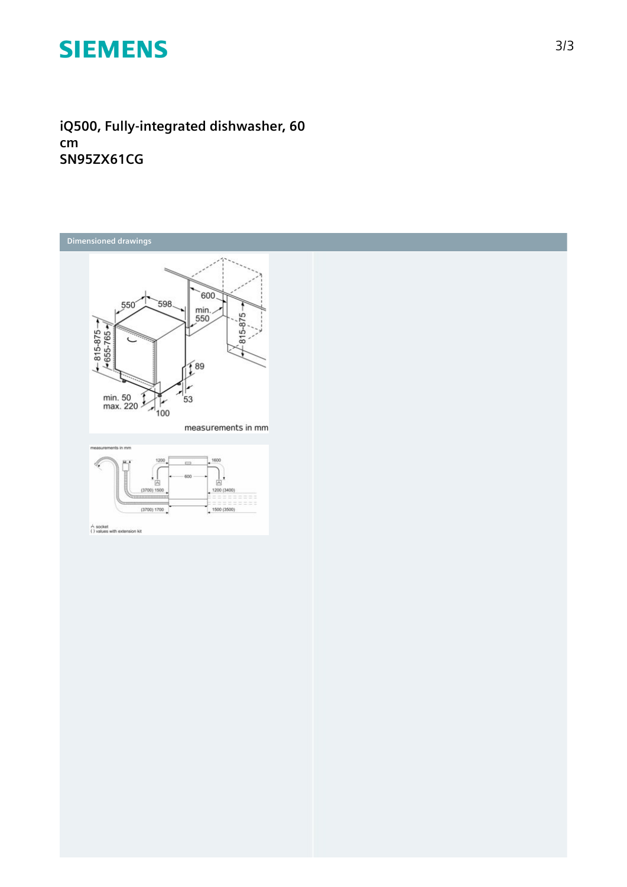**SIEMENS**

**iQ500, Fully-integrated dishwasher, 60 cm**
**SN95ZX61CG**

## Dimensioned drawings

550
598
600
min. 550
815-875
655-765
815-875
89
53
min. 50
max. 220
100
measurements in mm

measurements in mm
1200
1600
600
(3700) 1500
1200 (3400)
(3700) 1700
1500 (3500)
socket
( ) values with extension kit